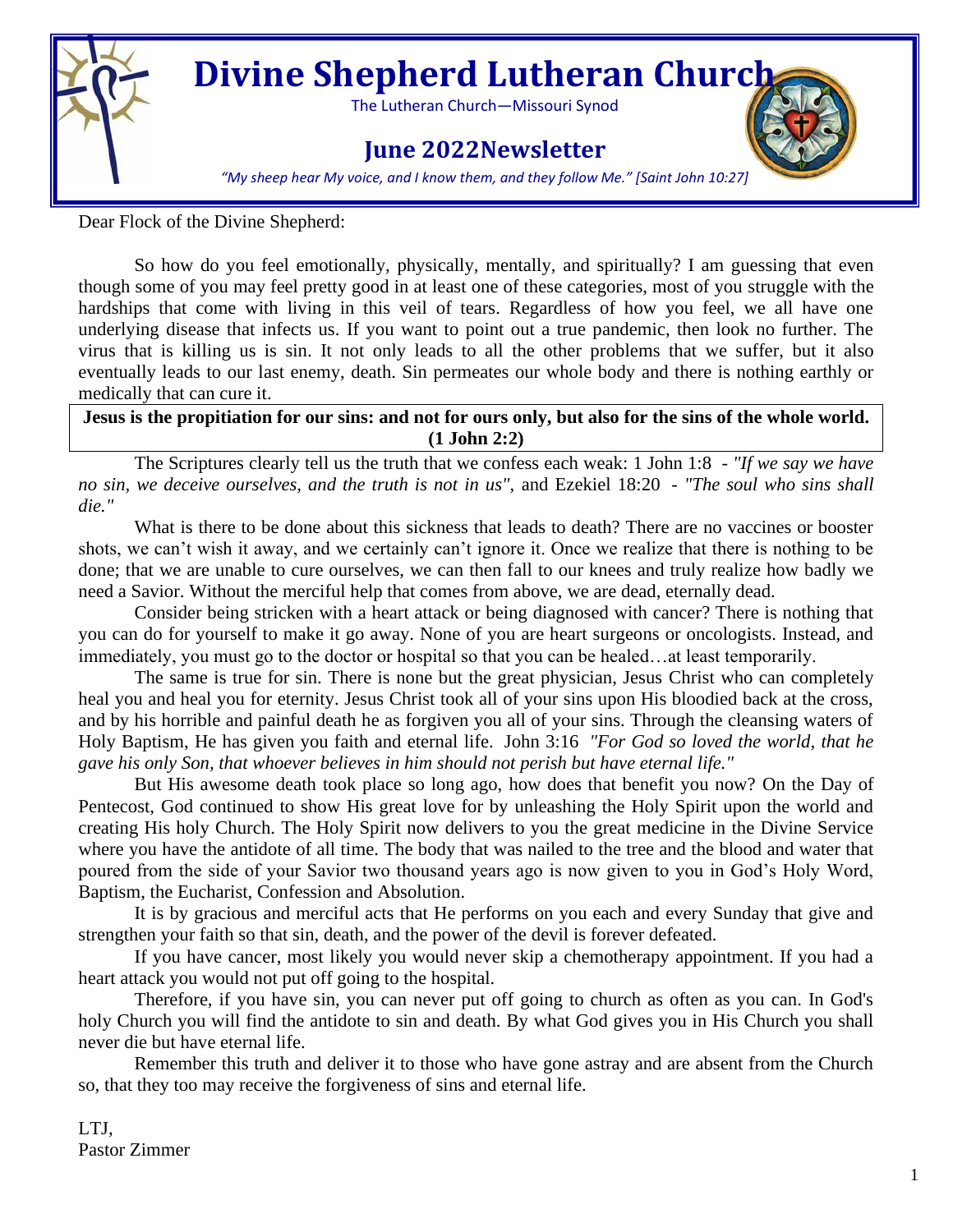# Divine Shepherd Lutheran Church

The Lutheran Church—Missouri Synod

## June 2022Newsletter

*"My sheep hear My voice, and I know them, and they follow Me." [Saint John 10:27]*

Dear Flock of the Divine Shepherd:

So how do you feel emotionally, physically, mentally, and spiritually? I am guessing that even though some of you may feel pretty good in at least one of these categories, most of you struggle with the hardships that come with living in this veil of tears. Regardless of how you feel, we all have one underlying disease that infects us. If you want to point out a true pandemic, then look no further. The virus that is killing us is sin. It not only leads to all the other problems that we suffer, but it also eventually leads to our last enemy, death. Sin permeates our whole body and there is nothing earthly or medically that can cure it.

**Jesus is the propitiation for our sins: and not for ours only, but also for the sins of the whole world. (1 John 2:2)**

The Scriptures clearly tell us the truth that we confess each weak: 1 John 1:8 - *"If we say we have no sin, we deceive ourselves, and the truth is not in us"*, and Ezekiel 18:20 - *"The soul who sins shall die."*

What is there to be done about this sickness that leads to death? There are no vaccines or booster shots, we can't wish it away, and we certainly can't ignore it. Once we realize that there is nothing to be done; that we are unable to cure ourselves, we can then fall to our knees and truly realize how badly we need a Savior. Without the merciful help that comes from above, we are dead, eternally dead.

Consider being stricken with a heart attack or being diagnosed with cancer? There is nothing that you can do for yourself to make it go away. None of you are heart surgeons or oncologists. Instead, and immediately, you must go to the doctor or hospital so that you can be healed…at least temporarily.

The same is true for sin. There is none but the great physician, Jesus Christ who can completely heal you and heal you for eternity. Jesus Christ took all of your sins upon His bloodied back at the cross, and by his horrible and painful death he as forgiven you all of your sins. Through the cleansing waters of Holy Baptism, He has given you faith and eternal life. John 3:16 *"For God so loved the world, that he gave his only Son, that whoever believes in him should not perish but have eternal life."*

But His awesome death took place so long ago, how does that benefit you now? On the Day of Pentecost, God continued to show His great love for by unleashing the Holy Spirit upon the world and creating His holy Church. The Holy Spirit now delivers to you the great medicine in the Divine Service where you have the antidote of all time. The body that was nailed to the tree and the blood and water that poured from the side of your Savior two thousand years ago is now given to you in God's Holy Word, Baptism, the Eucharist, Confession and Absolution.

It is by gracious and merciful acts that He performs on you each and every Sunday that give and strengthen your faith so that sin, death, and the power of the devil is forever defeated.

If you have cancer, most likely you would never skip a chemotherapy appointment. If you had a heart attack you would not put off going to the hospital.

Therefore, if you have sin, you can never put off going to church as often as you can. In God's holy Church you will find the antidote to sin and death. By what God gives you in His Church you shall never die but have eternal life.

Remember this truth and deliver it to those who have gone astray and are absent from the Church so, that they too may receive the forgiveness of sins and eternal life.

LTJ,
Pastor Zimmer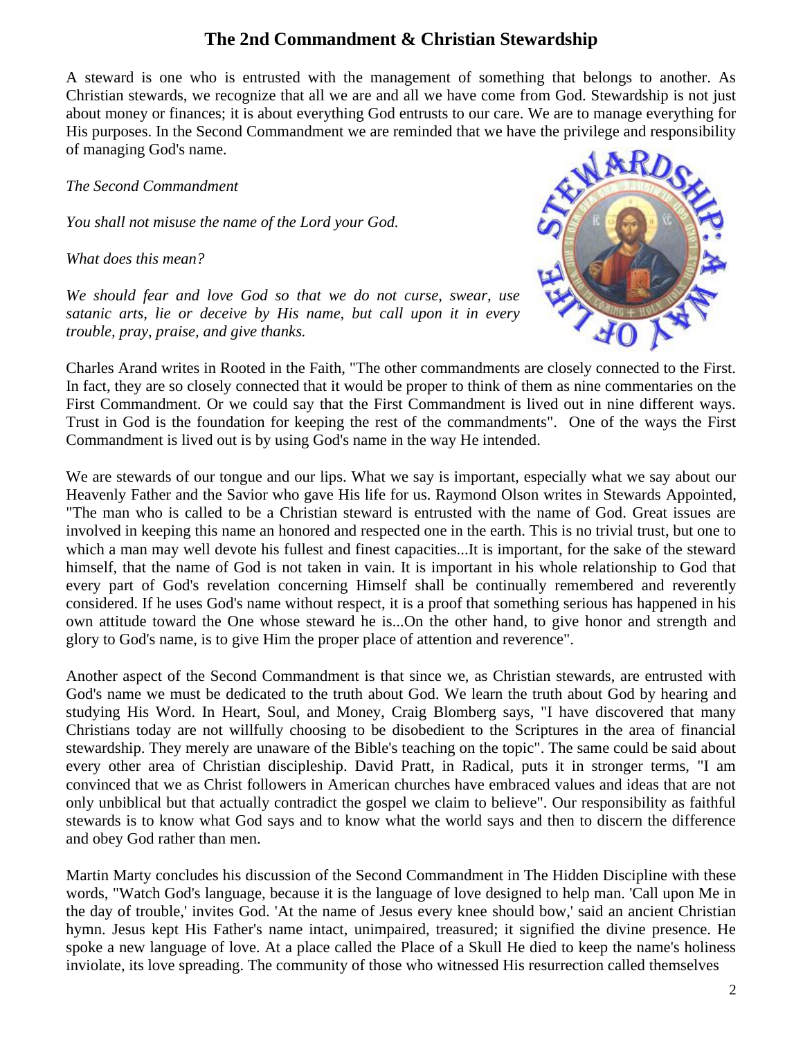# The 2nd Commandment & Christian Stewardship

A steward is one who is entrusted with the management of something that belongs to another. As Christian stewards, we recognize that all we are and all we have come from God. Stewardship is not just about money or finances; it is about everything God entrusts to our care. We are to manage everything for His purposes. In the Second Commandment we are reminded that we have the privilege and responsibility of managing God's name.

*The Second Commandment*

*You shall not misuse the name of the Lord your God.*

*What does this mean?*

*We should fear and love God so that we do not curse, swear, use satanic arts, lie or deceive by His name, but call upon it in every trouble, pray, praise, and give thanks.*

Charles Arand writes in Rooted in the Faith, "The other commandments are closely connected to the First. In fact, they are so closely connected that it would be proper to think of them as nine commentaries on the First Commandment. Or we could say that the First Commandment is lived out in nine different ways. Trust in God is the foundation for keeping the rest of the commandments". One of the ways the First Commandment is lived out is by using God's name in the way He intended.

We are stewards of our tongue and our lips. What we say is important, especially what we say about our Heavenly Father and the Savior who gave His life for us. Raymond Olson writes in Stewards Appointed, "The man who is called to be a Christian steward is entrusted with the name of God. Great issues are involved in keeping this name an honored and respected one in the earth. This is no trivial trust, but one to which a man may well devote his fullest and finest capacities...It is important, for the sake of the steward himself, that the name of God is not taken in vain. It is important in his whole relationship to God that every part of God's revelation concerning Himself shall be continually remembered and reverently considered. If he uses God's name without respect, it is a proof that something serious has happened in his own attitude toward the One whose steward he is...On the other hand, to give honor and strength and glory to God's name, is to give Him the proper place of attention and reverence".

Another aspect of the Second Commandment is that since we, as Christian stewards, are entrusted with God's name we must be dedicated to the truth about God. We learn the truth about God by hearing and studying His Word. In Heart, Soul, and Money, Craig Blomberg says, "I have discovered that many Christians today are not willfully choosing to be disobedient to the Scriptures in the area of financial stewardship. They merely are unaware of the Bible's teaching on the topic". The same could be said about every other area of Christian discipleship. David Pratt, in Radical, puts it in stronger terms, "I am convinced that we as Christ followers in American churches have embraced values and ideas that are not only unbiblical but that actually contradict the gospel we claim to believe". Our responsibility as faithful stewards is to know what God says and to know what the world says and then to discern the difference and obey God rather than men.

Martin Marty concludes his discussion of the Second Commandment in The Hidden Discipline with these words, "Watch God's language, because it is the language of love designed to help man. 'Call upon Me in the day of trouble,' invites God. 'At the name of Jesus every knee should bow,' said an ancient Christian hymn. Jesus kept His Father's name intact, unimpaired, treasured; it signified the divine presence. He spoke a new language of love. At a place called the Place of a Skull He died to keep the name's holiness inviolate, its love spreading. The community of those who witnessed His resurrection called themselves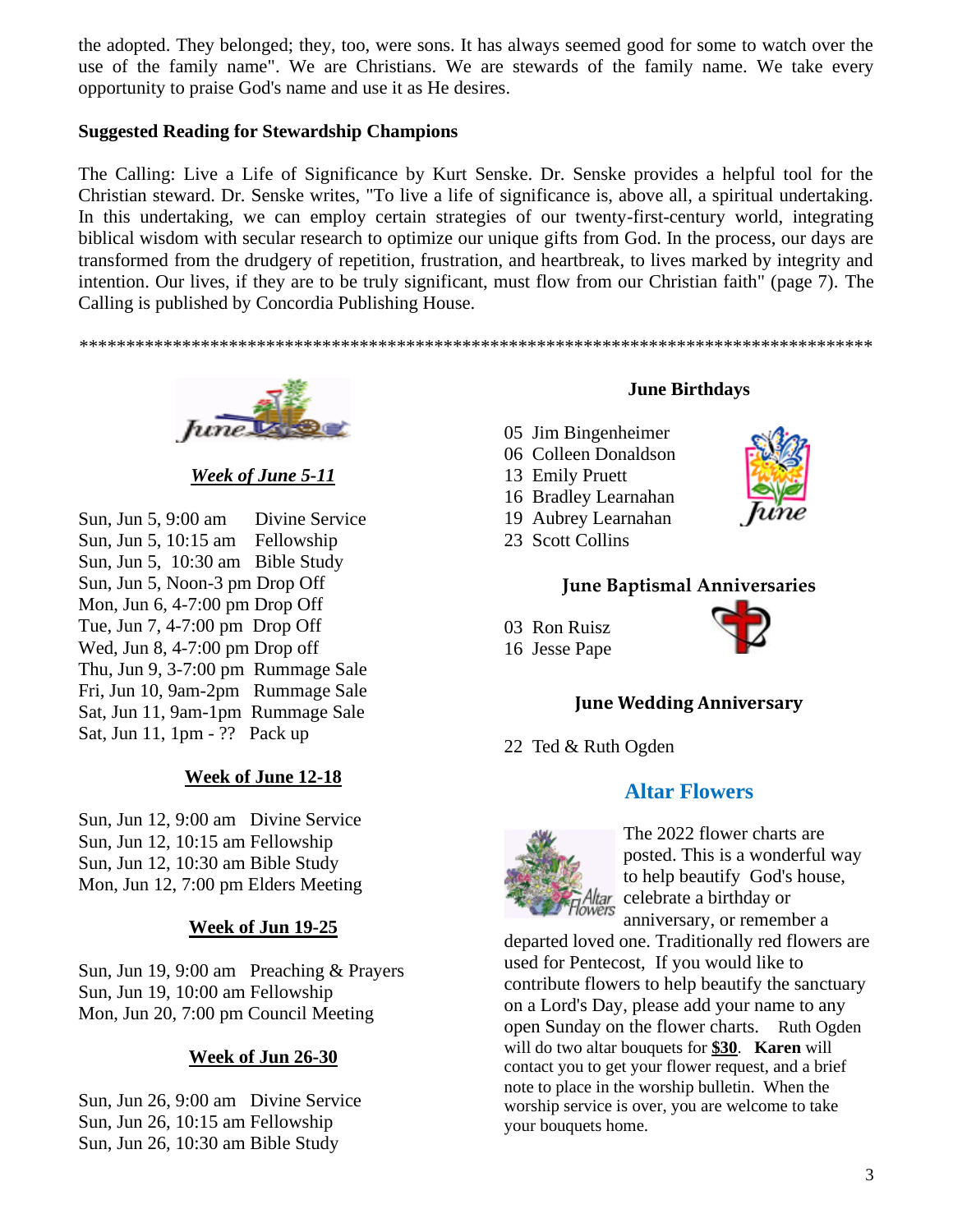the adopted. They belonged; they, too, were sons. It has always seemed good for some to watch over the use of the family name". We are Christians. We are stewards of the family name. We take every opportunity to praise God's name and use it as He desires.

**Suggested Reading for Stewardship Champions**

The Calling: Live a Life of Significance by Kurt Senske. Dr. Senske provides a helpful tool for the Christian steward. Dr. Senske writes, "To live a life of significance is, above all, a spiritual undertaking. In this undertaking, we can employ certain strategies of our twenty-first-century world, integrating biblical wisdom with secular research to optimize our unique gifts from God. In the process, our days are transformed from the drudgery of repetition, frustration, and heartbreak, to lives marked by integrity and intention. Our lives, if they are to be truly significant, must flow from our Christian faith" (page 7). The Calling is published by Concordia Publishing House.

************************************************************************************

***Week of June 5-11***

Sun, Jun 5, 9:00 am Divine Service
Sun, Jun 5, 10:15 am Fellowship
Sun, Jun 5, 10:30 am Bible Study
Sun, Jun 5, Noon-3 pm Drop Off
Mon, Jun 6, 4-7:00 pm Drop Off
Tue, Jun 7, 4-7:00 pm Drop Off
Wed, Jun 8, 4-7:00 pm Drop off
Thu, Jun 9, 3-7:00 pm Rummage Sale
Fri, Jun 10, 9am-2pm Rummage Sale
Sat, Jun 11, 9am-1pm Rummage Sale
Sat, Jun 11, 1pm - ?? Pack up

**Week of June 12-18**

Sun, Jun 12, 9:00 am Divine Service
Sun, Jun 12, 10:15 am Fellowship
Sun, Jun 12, 10:30 am Bible Study
Mon, Jun 12, 7:00 pm Elders Meeting

**Week of Jun 19-25**

Sun, Jun 19, 9:00 am Preaching & Prayers
Sun, Jun 19, 10:00 am Fellowship
Mon, Jun 20, 7:00 pm Council Meeting

**Week of Jun 26-30**

Sun, Jun 26, 9:00 am Divine Service
Sun, Jun 26, 10:15 am Fellowship
Sun, Jun 26, 10:30 am Bible Study

**June Birthdays**

05 Jim Bingenheimer
06 Colleen Donaldson
13 Emily Pruett
16 Bradley Learnahan
19 Aubrey Learnahan
23 Scott Collins

**June Baptismal Anniversaries**

03 Ron Ruisz
16 Jesse Pape

**June Wedding Anniversary**

22 Ted & Ruth Ogden

## Altar Flowers

The 2022 flower charts are posted. This is a wonderful way to help beautify God's house, celebrate a birthday or anniversary, or remember a departed loved one. Traditionally red flowers are used for Pentecost, If you would like to contribute flowers to help beautify the sanctuary on a Lord's Day, please add your name to any open Sunday on the flower charts. Ruth Ogden will do two altar bouquets for **$30**. **Karen** will contact you to get your flower request, and a brief note to place in the worship bulletin. When the worship service is over, you are welcome to take your bouquets home.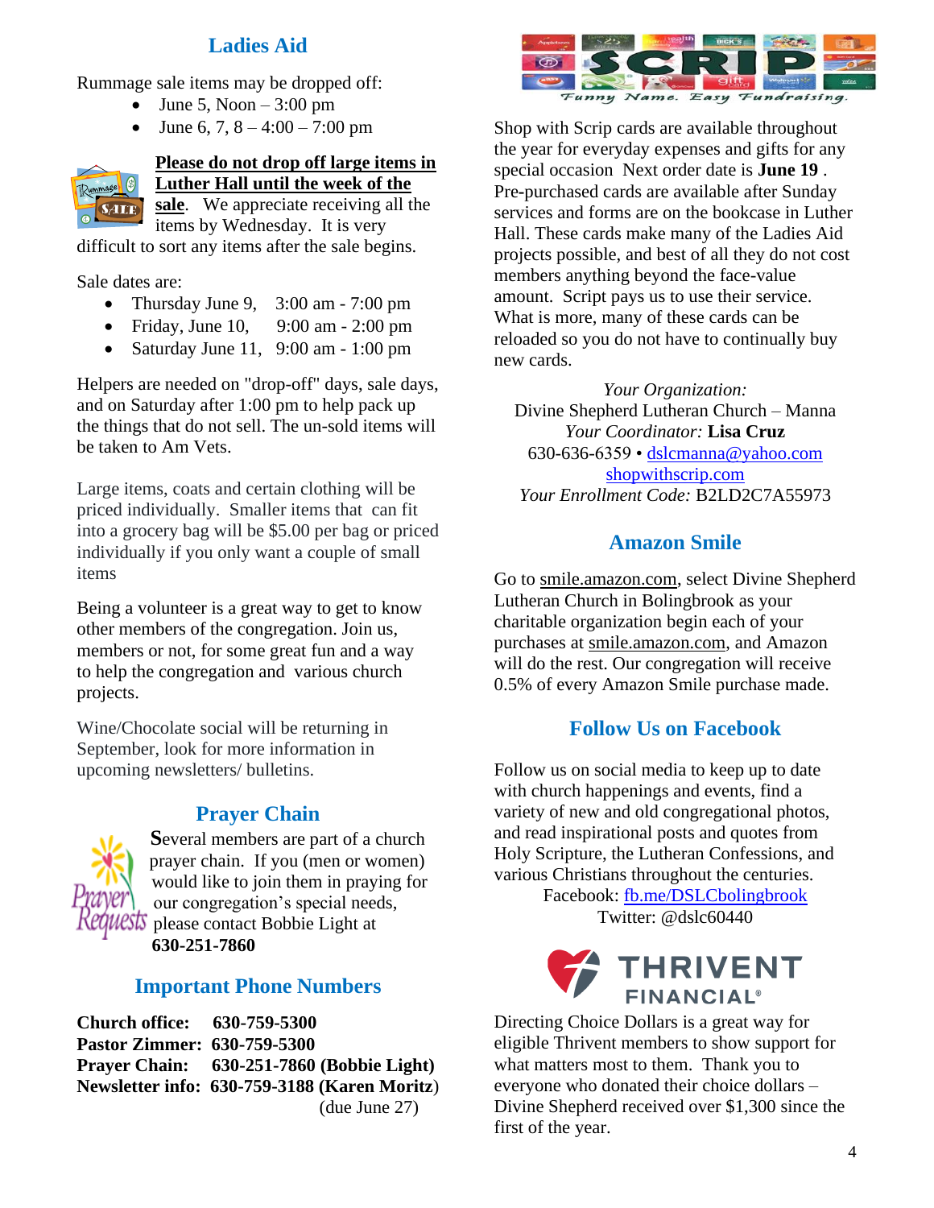## Ladies Aid

Rummage sale items may be dropped off:

- June 5, Noon – 3:00 pm
- June 6, 7, 8 – 4:00 – 7:00 pm

**Please do not drop off large items in Luther Hall until the week of the sale**. We appreciate receiving all the items by Wednesday. It is very difficult to sort any items after the sale begins.

Sale dates are:

- Thursday June 9, 3:00 am - 7:00 pm
- Friday, June 10, 9:00 am - 2:00 pm
- Saturday June 11, 9:00 am - 1:00 pm

Helpers are needed on "drop-off" days, sale days, and on Saturday after 1:00 pm to help pack up the things that do not sell. The un-sold items will be taken to Am Vets.

Large items, coats and certain clothing will be priced individually. Smaller items that can fit into a grocery bag will be $5.00 per bag or priced individually if you only want a couple of small items

Being a volunteer is a great way to get to know other members of the congregation. Join us, members or not, for some great fun and a way to help the congregation and various church projects.

Wine/Chocolate social will be returning in September, look for more information in upcoming newsletters/ bulletins.

## Prayer Chain

Several members are part of a church prayer chain. If you (men or women) would like to join them in praying for our congregation's special needs, please contact Bobbie Light at **630-251-7860**

## Important Phone Numbers

**Church office:** **630-759-5300**
**Pastor Zimmer:** **630-759-5300**
**Prayer Chain:** **630-251-7860 (Bobbie Light)**
**Newsletter info:** **630-759-3188 (Karen Moritz)** (due June 27)

## SCRIP

*Funny Name. Easy Fundraising.*

Shop with Scrip cards are available throughout the year for everyday expenses and gifts for any special occasion Next order date is **June 19** . Pre-purchased cards are available after Sunday services and forms are on the bookcase in Luther Hall. These cards make many of the Ladies Aid projects possible, and best of all they do not cost members anything beyond the face-value amount. Script pays us to use their service. What is more, many of these cards can be reloaded so you do not have to continually buy new cards.

*Your Organization:*
Divine Shepherd Lutheran Church – Manna
*Your Coordinator:* **Lisa Cruz**
630-636-6359 • dslcmanna@yahoo.com
shopwithscrip.com
*Your Enrollment Code:* B2LD2C7A55973

## Amazon Smile

Go to smile.amazon.com, select Divine Shepherd Lutheran Church in Bolingbrook as your charitable organization begin each of your purchases at smile.amazon.com, and Amazon will do the rest. Our congregation will receive 0.5% of every Amazon Smile purchase made.

## Follow Us on Facebook

Follow us on social media to keep up to date with church happenings and events, find a variety of new and old congregational photos, and read inspirational posts and quotes from Holy Scripture, the Lutheran Confessions, and various Christians throughout the centuries.

Facebook: fb.me/DSLCbolingbrook
Twitter: @dslc60440

## THRIVENT FINANCIAL®

Directing Choice Dollars is a great way for eligible Thrivent members to show support for what matters most to them. Thank you to everyone who donated their choice dollars – Divine Shepherd received over $1,300 since the first of the year.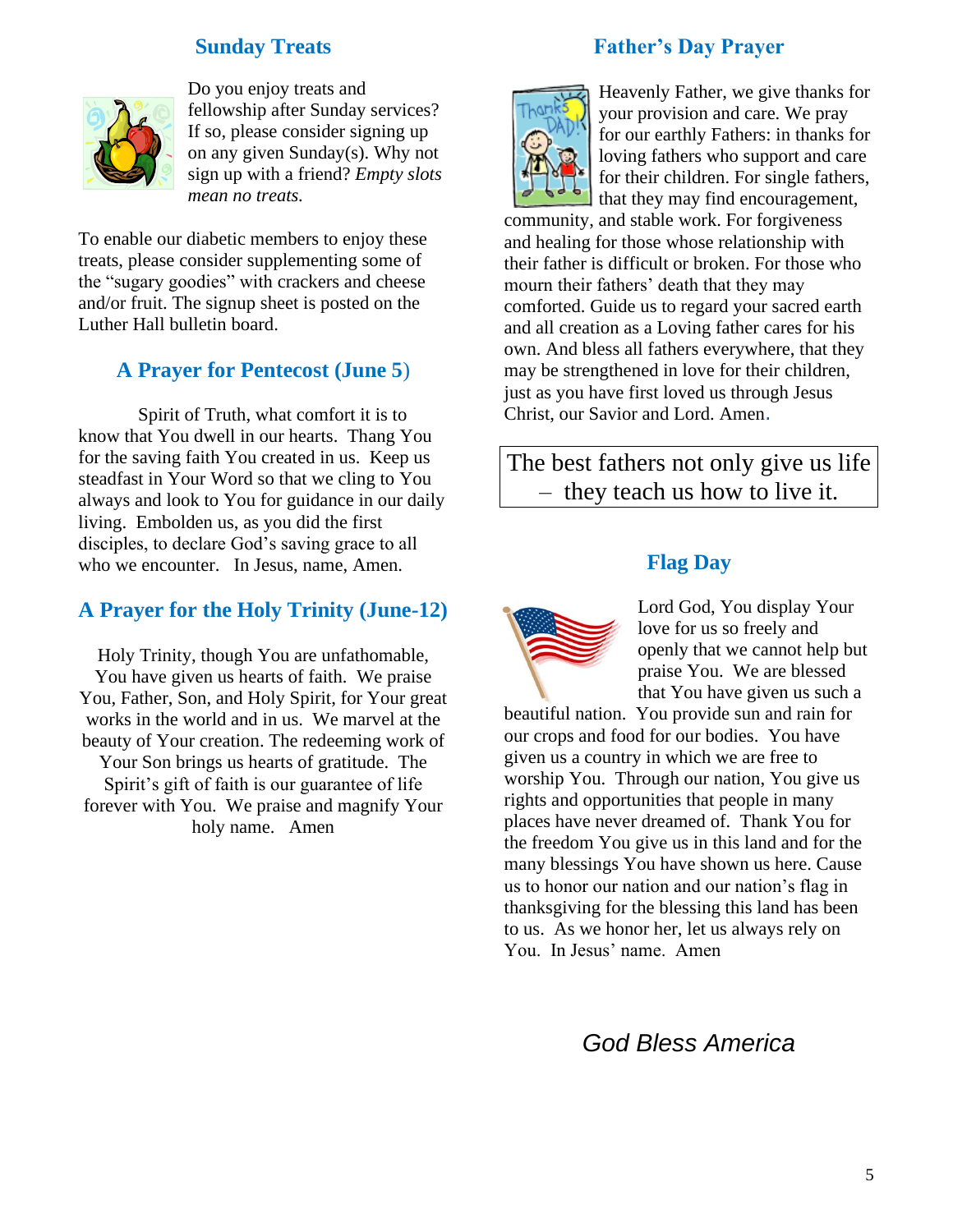## Sunday Treats

Do you enjoy treats and fellowship after Sunday services? If so, please consider signing up on any given Sunday(s). Why not sign up with a friend? *Empty slots mean no treats.*

To enable our diabetic members to enjoy these treats, please consider supplementing some of the "sugary goodies" with crackers and cheese and/or fruit. The signup sheet is posted on the Luther Hall bulletin board.

## A Prayer for Pentecost (June 5)

Spirit of Truth, what comfort it is to know that You dwell in our hearts. Thang You for the saving faith You created in us. Keep us steadfast in Your Word so that we cling to You always and look to You for guidance in our daily living. Embolden us, as you did the first disciples, to declare God's saving grace to all who we encounter. In Jesus, name, Amen.

## A Prayer for the Holy Trinity (June-12)

Holy Trinity, though You are unfathomable, You have given us hearts of faith. We praise You, Father, Son, and Holy Spirit, for Your great works in the world and in us. We marvel at the beauty of Your creation. The redeeming work of Your Son brings us hearts of gratitude. The Spirit's gift of faith is our guarantee of life forever with You. We praise and magnify Your holy name. Amen

## Father's Day Prayer

Heavenly Father, we give thanks for your provision and care. We pray for our earthly Fathers: in thanks for loving fathers who support and care for their children. For single fathers, that they may find encouragement, community, and stable work. For forgiveness and healing for those whose relationship with their father is difficult or broken. For those who mourn their fathers' death that they may comforted. Guide us to regard your sacred earth and all creation as a Loving father cares for his own. And bless all fathers everywhere, that they may be strengthened in love for their children, just as you have first loved us through Jesus Christ, our Savior and Lord. Amen.

> The best fathers not only give us life – they teach us how to live it.

## Flag Day

Lord God, You display Your love for us so freely and openly that we cannot help but praise You. We are blessed that You have given us such a beautiful nation. You provide sun and rain for our crops and food for our bodies. You have given us a country in which we are free to worship You. Through our nation, You give us rights and opportunities that people in many places have never dreamed of. Thank You for the freedom You give us in this land and for the many blessings You have shown us here. Cause us to honor our nation and our nation's flag in thanksgiving for the blessing this land has been to us. As we honor her, let us always rely on You. In Jesus' name. Amen

*God Bless America*